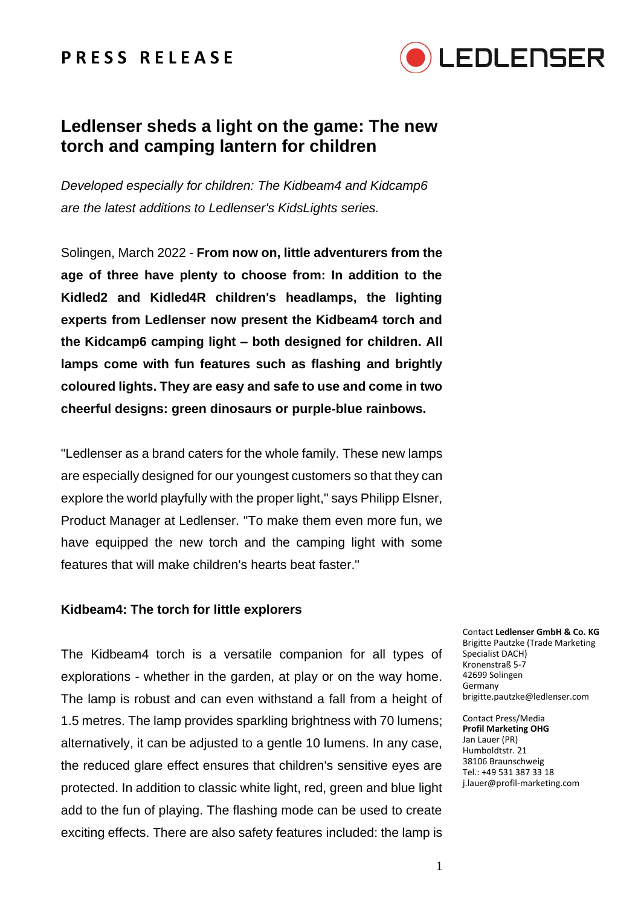PRESS RELEASE

# Ledlenser sheds a light on the game: The new torch and camping lantern for children

*Developed especially for children: The Kidbeam4 and Kidcamp6 are the latest additions to Ledlenser's KidsLights series.*

Solingen, March 2022 - **From now on, little adventurers from the age of three have plenty to choose from: In addition to the Kidled2 and Kidled4R children's headlamps, the lighting experts from Ledlenser now present the Kidbeam4 torch and the Kidcamp6 camping light – both designed for children. All lamps come with fun features such as flashing and brightly coloured lights. They are easy and safe to use and come in two cheerful designs: green dinosaurs or purple-blue rainbows.**

"Ledlenser as a brand caters for the whole family. These new lamps are especially designed for our youngest customers so that they can explore the world playfully with the proper light," says Philipp Elsner, Product Manager at Ledlenser. "To make them even more fun, we have equipped the new torch and the camping light with some features that will make children's hearts beat faster."

### Kidbeam4: The torch for little explorers

The Kidbeam4 torch is a versatile companion for all types of explorations - whether in the garden, at play or on the way home. The lamp is robust and can even withstand a fall from a height of 1.5 metres. The lamp provides sparkling brightness with 70 lumens; alternatively, it can be adjusted to a gentle 10 lumens. In any case, the reduced glare effect ensures that children's sensitive eyes are protected. In addition to classic white light, red, green and blue light add to the fun of playing. The flashing mode can be used to create exciting effects. There are also safety features included: the lamp is

Contact **Ledlenser GmbH & Co. KG**
Brigitte Pautzke (Trade Marketing Specialist DACH)
Kronenstraß 5-7
42699 Solingen
Germany
brigitte.pautzke@ledlenser.com

Contact Press/Media
**Profil Marketing OHG**
Jan Lauer (PR)
Humboldtstr. 21
38106 Braunschweig
Tel.: +49 531 387 33 18
j.lauer@profil-marketing.com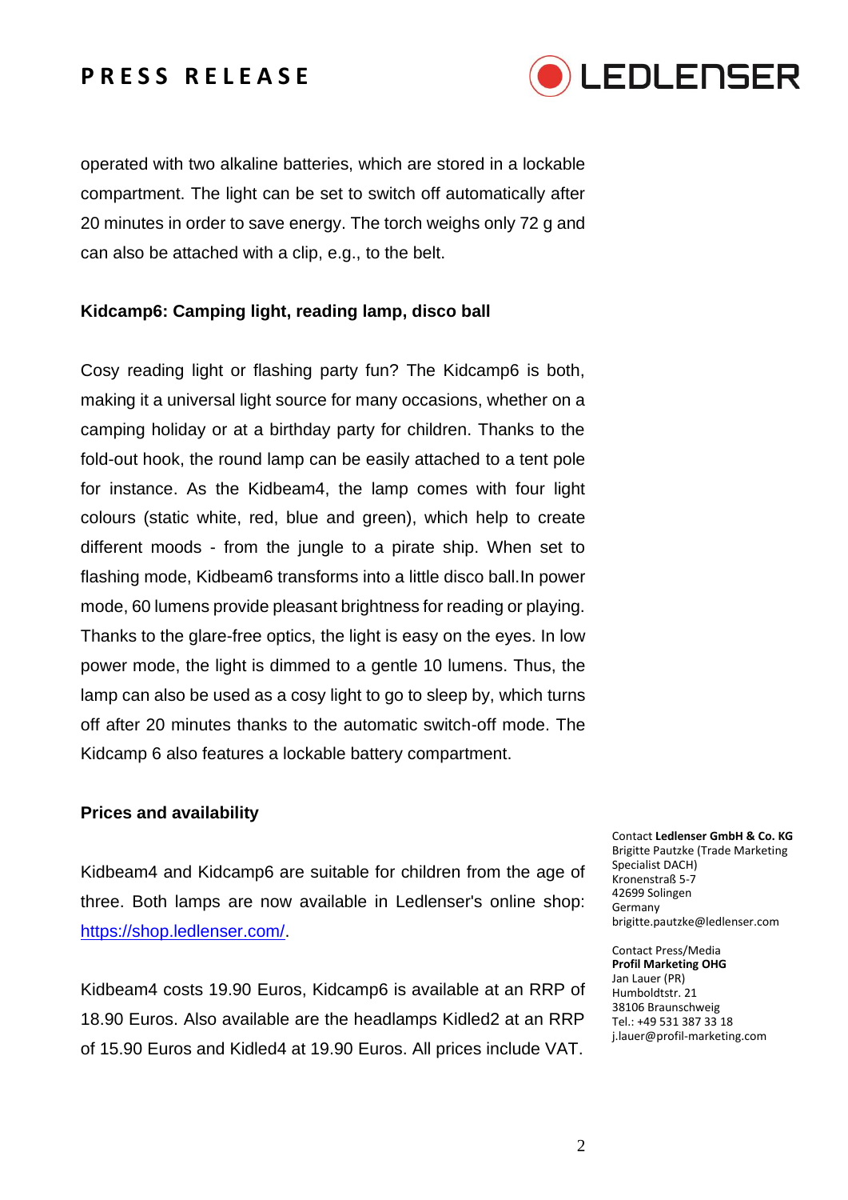operated with two alkaline batteries, which are stored in a lockable compartment. The light can be set to switch off automatically after 20 minutes in order to save energy. The torch weighs only 72 g and can also be attached with a clip, e.g., to the belt.

**Kidcamp6: Camping light, reading lamp, disco ball**

Cosy reading light or flashing party fun? The Kidcamp6 is both, making it a universal light source for many occasions, whether on a camping holiday or at a birthday party for children. Thanks to the fold-out hook, the round lamp can be easily attached to a tent pole for instance. As the Kidbeam4, the lamp comes with four light colours (static white, red, blue and green), which help to create different moods - from the jungle to a pirate ship. When set to flashing mode, Kidbeam6 transforms into a little disco ball.In power mode, 60 lumens provide pleasant brightness for reading or playing. Thanks to the glare-free optics, the light is easy on the eyes. In low power mode, the light is dimmed to a gentle 10 lumens. Thus, the lamp can also be used as a cosy light to go to sleep by, which turns off after 20 minutes thanks to the automatic switch-off mode. The Kidcamp 6 also features a lockable battery compartment.

**Prices and availability**

Kidbeam4 and Kidcamp6 are suitable for children from the age of three. Both lamps are now available in Ledlenser's online shop: https://shop.ledlenser.com/.

Kidbeam4 costs 19.90 Euros, Kidcamp6 is available at an RRP of 18.90 Euros. Also available are the headlamps Kidled2 at an RRP of 15.90 Euros and Kidled4 at 19.90 Euros. All prices include VAT.

Contact **Ledlenser GmbH & Co. KG**
Brigitte Pautzke (Trade Marketing Specialist DACH)
Kronenstraß 5-7
42699 Solingen
Germany
brigitte.pautzke@ledlenser.com

Contact Press/Media
**Profil Marketing OHG**
Jan Lauer (PR)
Humboldtstr. 21
38106 Braunschweig
Tel.: +49 531 387 33 18
j.lauer@profil-marketing.com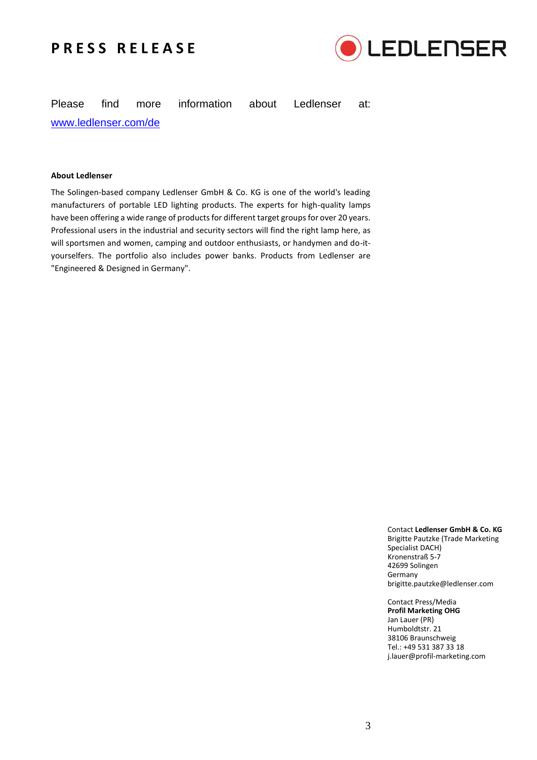Please find more information about Ledlenser at: [www.ledlenser.com/de](http://www.ledlenser.com/de)

**About Ledlenser**

The Solingen-based company Ledlenser GmbH & Co. KG is one of the world's leading manufacturers of portable LED lighting products. The experts for high-quality lamps have been offering a wide range of products for different target groups for over 20 years. Professional users in the industrial and security sectors will find the right lamp here, as will sportsmen and women, camping and outdoor enthusiasts, or handymen and do-it-yourselfers. The portfolio also includes power banks. Products from Ledlenser are "Engineered & Designed in Germany".

Contact **Ledlenser GmbH & Co. KG**
Brigitte Pautzke (Trade Marketing Specialist DACH)
Kronenstraß 5-7
42699 Solingen
Germany
brigitte.pautzke@ledlenser.com

Contact Press/Media
**Profil Marketing OHG**
Jan Lauer (PR)
Humboldtstr. 21
38106 Braunschweig
Tel.: +49 531 387 33 18
j.lauer@profil-marketing.com